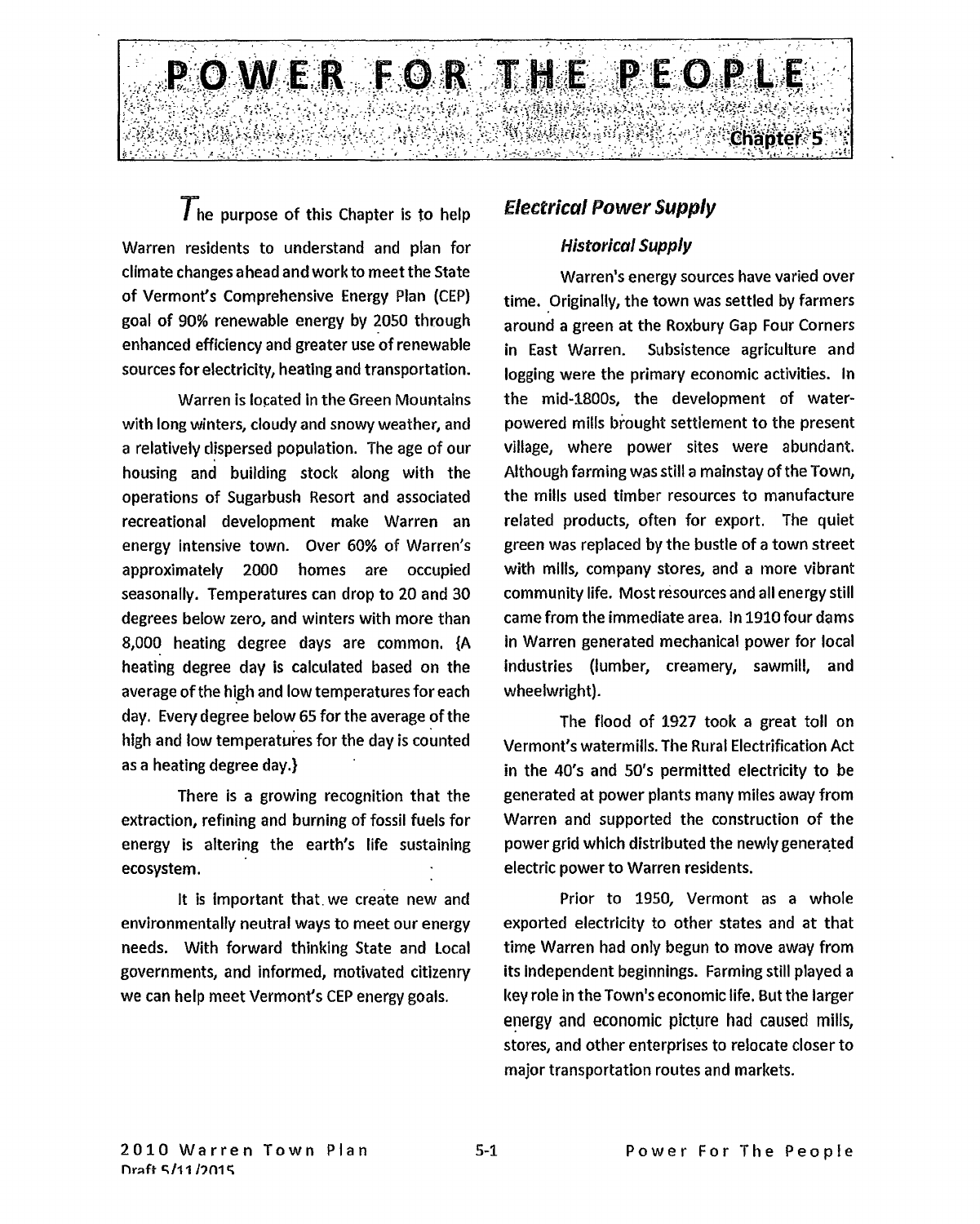# POWER FOR THE PEOPLE

Chapter 5

The purpose of this Chapter is to help Warren residents to understand and plan for climate changes ahead and work to meet the State of Vermont's Comprehensive Energy Plan (CEP) goal of 90% renewable energy by 2050 through enhanced efficiency and greater use of renewable sources for electricity, heating and transportation.

Warren is located in the Green Mountains with long winters, cloudy and snowy weather, and a relatively dispersed population. The age of our housing and building stock along with the operations of Sugarbush Resort and associated recreational development make Warren an energy intensive town. Over 60% of Warren's approximately 2000 homes are occupied seasonally. Temperatures can drop to 20 and 30 degrees below zero, and winters with more than 8,000 heating degree days are common. {A heating degree day is calculated based on the average of the high and low temperatures for each day. Every degree below 65 for the average of the high and low temperatures for the day is counted as a heating degree day.}

There is a growing recognition that the extraction, refining and burning of fossil fuels for energy is altering the earth's life sustaining ecosystem.

It is important that we create new and environmentally neutral ways to meet our energy needs. With forward thinking State and Local governments, and informed, motivated citizenry we can help meet Vermont's CEP energy goals.

## *Electrical Power Supply*

### *Historical Supply*

Warren's energy sources have varied over time. Originally, the town was settled by farmers around a green at the Roxbury Gap Four Corners in East Warren. Subsistence agriculture and logging were the primary economic activities. In the mid-1800s, the development of water-powered mills brought settlement to the present village, where power sites were abundant. Although farming was still a mainstay of the Town, the mills used timber resources to manufacture related products, often for export. The quiet green was replaced by the bustle of a town street with mills, company stores, and a more vibrant community life. Most resources and all energy still came from the immediate area. In 1910 four dams in Warren generated mechanical power for local industries (lumber, creamery, sawmill, and wheelwright).

The flood of 1927 took a great toll on Vermont's watermills. The Rural Electrification Act in the 40's and 50's permitted electricity to be generated at power plants many miles away from Warren and supported the construction of the power grid which distributed the newly generated electric power to Warren residents.

Prior to 1950, Vermont as a whole exported electricity to other states and at that time Warren had only begun to move away from its independent beginnings. Farming still played a key role in the Town's economic life. But the larger energy and economic picture had caused mills, stores, and other enterprises to relocate closer to major transportation routes and markets.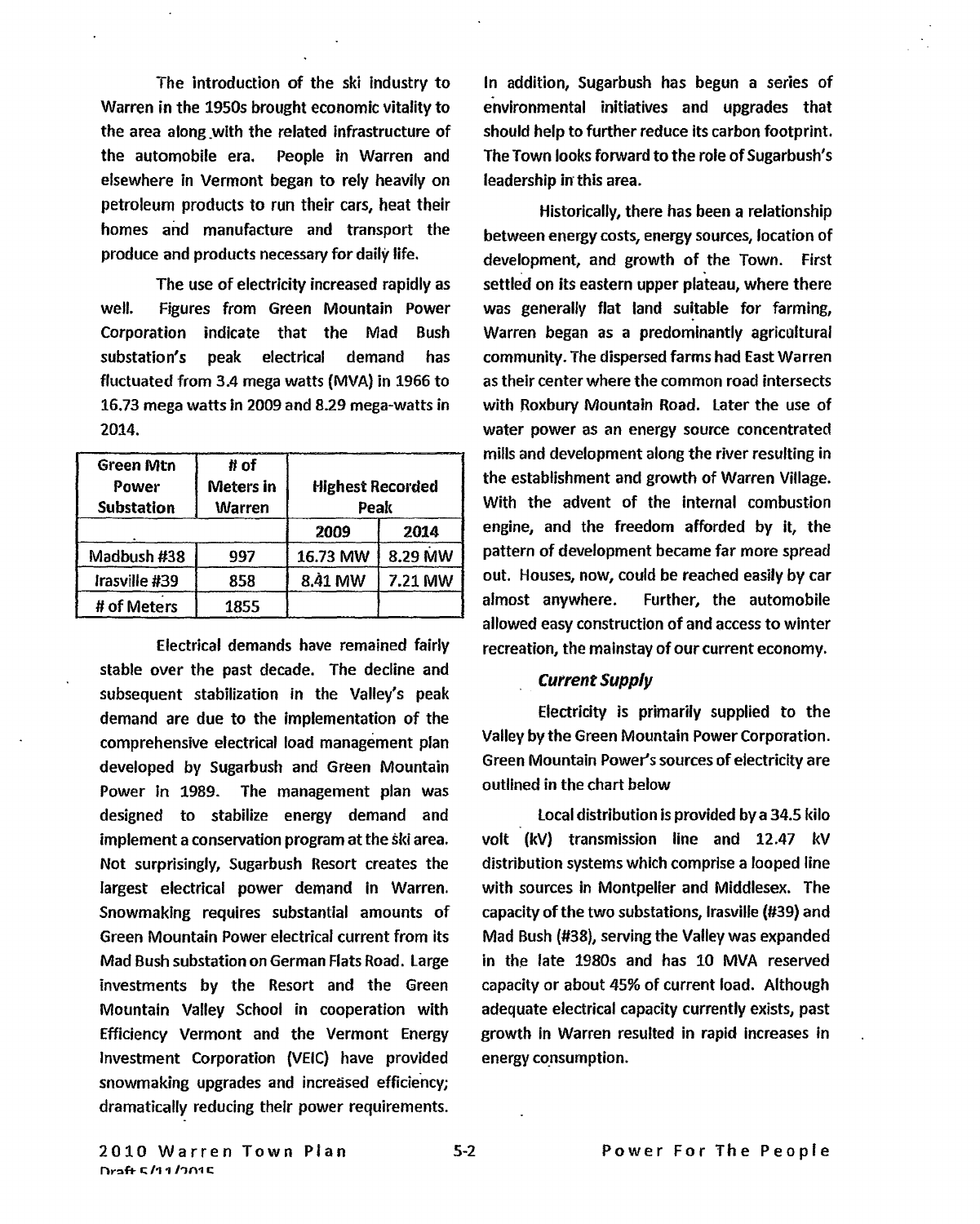The introduction of the ski industry to Warren in the 1950s brought economic vitality to the area along with the related infrastructure of the automobile era. People in Warren and elsewhere in Vermont began to rely heavily on petroleum products to run their cars, heat their homes and manufacture and transport the produce and products necessary for daily life.

The use of electricity increased rapidly as well. Figures from Green Mountain Power Corporation indicate that the Mad Bush substation's peak electrical demand has fluctuated from 3.4 mega watts (MVA) in 1966 to 16.73 mega watts in 2009 and 8.29 mega-watts in 2014.

| Green Mtn Power Substation | # of Meters in Warren | Highest Recorded Peak | |
|---|---|---|---|
| | | 2009 | 2014 |
| Madbush #38 | 997 | 16.73 MW | 8.29 MW |
| Irasville #39 | 858 | 8.41 MW | 7.21 MW |
| # of Meters | 1855 | | |

Electrical demands have remained fairly stable over the past decade. The decline and subsequent stabilization in the Valley's peak demand are due to the implementation of the comprehensive electrical load management plan developed by Sugarbush and Green Mountain Power in 1989. The management plan was designed to stabilize energy demand and implement a conservation program at the ski area. Not surprisingly, Sugarbush Resort creates the largest electrical power demand in Warren. Snowmaking requires substantial amounts of Green Mountain Power electrical current from its Mad Bush substation on German Flats Road. Large investments by the Resort and the Green Mountain Valley School in cooperation with Efficiency Vermont and the Vermont Energy Investment Corporation (VEIC) have provided snowmaking upgrades and increased efficiency; dramatically reducing their power requirements. In addition, Sugarbush has begun a series of environmental initiatives and upgrades that should help to further reduce its carbon footprint. The Town looks forward to the role of Sugarbush's leadership in this area.

Historically, there has been a relationship between energy costs, energy sources, location of development, and growth of the Town. First settled on its eastern upper plateau, where there was generally flat land suitable for farming, Warren began as a predominantly agricultural community. The dispersed farms had East Warren as their center where the common road intersects with Roxbury Mountain Road. Later the use of water power as an energy source concentrated mills and development along the river resulting in the establishment and growth of Warren Village. With the advent of the internal combustion engine, and the freedom afforded by it, the pattern of development became far more spread out. Houses, now, could be reached easily by car almost anywhere. Further, the automobile allowed easy construction of and access to winter recreation, the mainstay of our current economy.

### *Current Supply*

Electricity is primarily supplied to the Valley by the Green Mountain Power Corporation. Green Mountain Power's sources of electricity are outlined in the chart below

Local distribution is provided by a 34.5 kilo volt (kV) transmission line and 12.47 kV distribution systems which comprise a looped line with sources in Montpelier and Middlesex. The capacity of the two substations, Irasville (#39) and Mad Bush (#38), serving the Valley was expanded in the late 1980s and has 10 MVA reserved capacity or about 45% of current load. Although adequate electrical capacity currently exists, past growth in Warren resulted in rapid increases in energy consumption.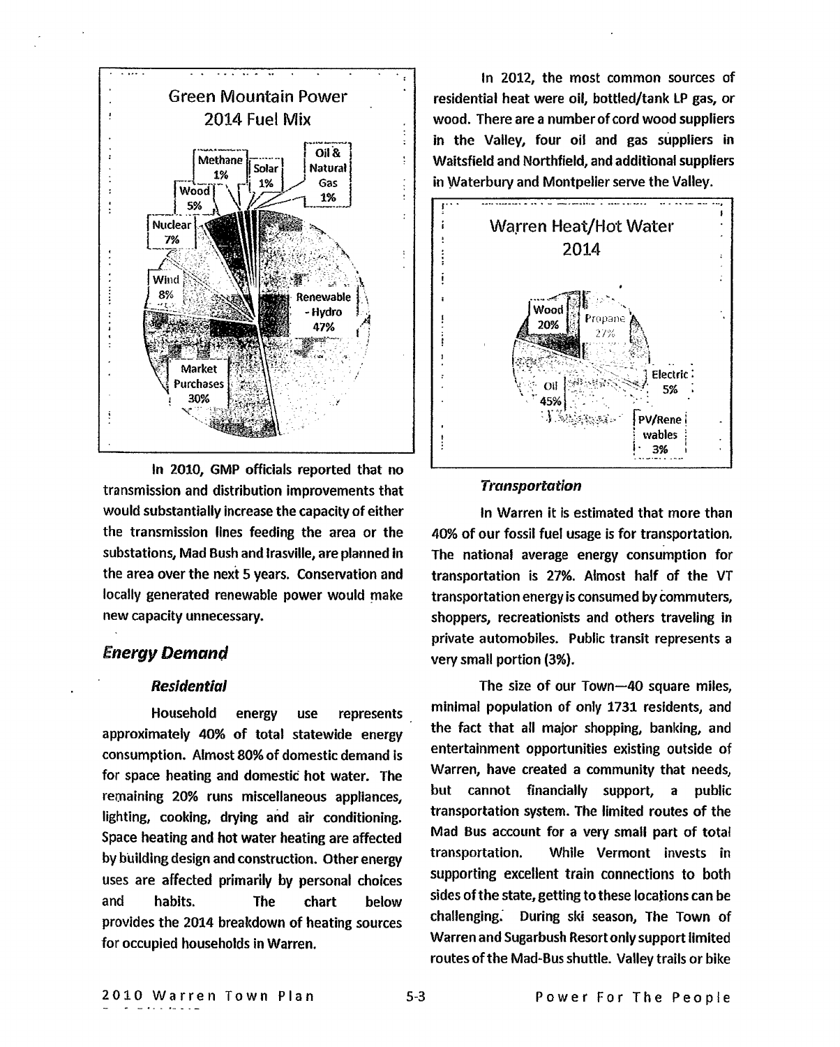Green Mountain Power 2014 Fuel Mix

Methane 1%, Solar 1%, Oil & Natural Gas 1%, Wood 5%, Nuclear 7%, Wind 8%, Renewable - Hydro 47%, Market Purchases 30%

In 2010, GMP officials reported that no transmission and distribution improvements that would substantially increase the capacity of either the transmission lines feeding the area or the substations, Mad Bush and Irasville, are planned in the area over the next 5 years. Conservation and locally generated renewable power would make new capacity unnecessary.

## Energy Demand

### Residential

Household energy use represents approximately 40% of total statewide energy consumption. Almost 80% of domestic demand is for space heating and domestic hot water. The remaining 20% runs miscellaneous appliances, lighting, cooking, drying and air conditioning. Space heating and hot water heating are affected by building design and construction. Other energy uses are affected primarily by personal choices and habits. The chart below provides the 2014 breakdown of heating sources for occupied households in Warren.

In 2012, the most common sources of residential heat were oil, bottled/tank LP gas, or wood. There are a number of cord wood suppliers in the Valley, four oil and gas suppliers in Waitsfield and Northfield, and additional suppliers in Waterbury and Montpelier serve the Valley.

Warren Heat/Hot Water 2014

Wood 20%, Propane 27%, Electric 5%, Oil 45%, PV/Renewables 3%

### Transportation

In Warren it is estimated that more than 40% of our fossil fuel usage is for transportation. The national average energy consumption for transportation is 27%. Almost half of the VT transportation energy is consumed by commuters, shoppers, recreationists and others traveling in private automobiles. Public transit represents a very small portion (3%).

The size of our Town—40 square miles, minimal population of only 1731 residents, and the fact that all major shopping, banking, and entertainment opportunities existing outside of Warren, have created a community that needs, but cannot financially support, a public transportation system. The limited routes of the Mad Bus account for a very small part of total transportation. While Vermont invests in supporting excellent train connections to both sides of the state, getting to these locations can be challenging. During ski season, The Town of Warren and Sugarbush Resort only support limited routes of the Mad-Bus shuttle. Valley trails or bike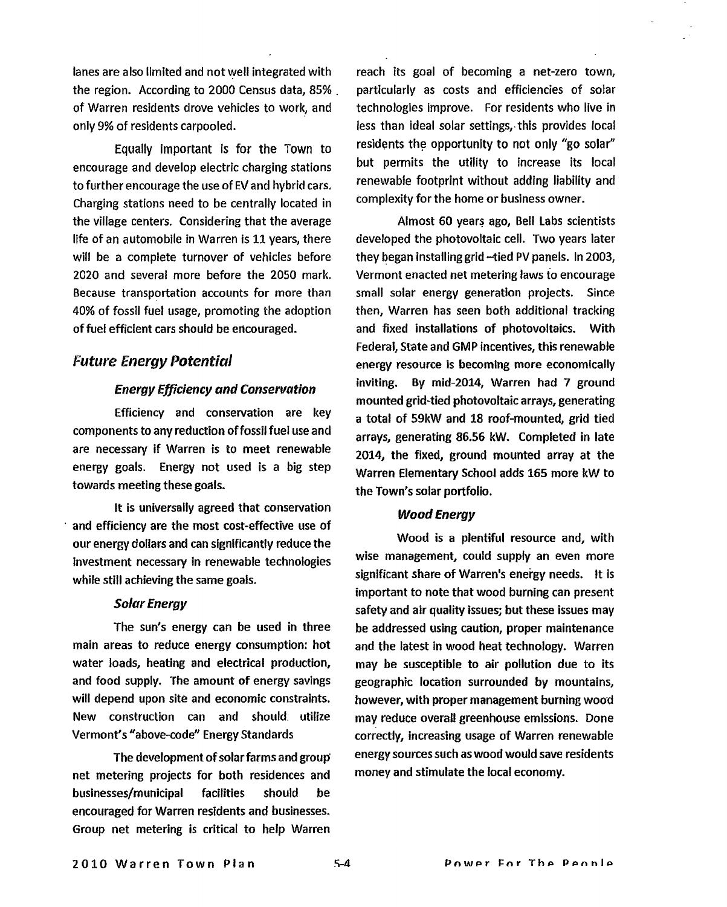lanes are also limited and not well integrated with the region. According to 2000 Census data, 85% of Warren residents drove vehicles to work, and only 9% of residents carpooled.

Equally important is for the Town to encourage and develop electric charging stations to further encourage the use of EV and hybrid cars. Charging stations need to be centrally located in the village centers. Considering that the average life of an automobile in Warren is 11 years, there will be a complete turnover of vehicles before 2020 and several more before the 2050 mark. Because transportation accounts for more than 40% of fossil fuel usage, promoting the adoption of fuel efficient cars should be encouraged.

## *Future Energy Potential*

### *Energy Efficiency and Conservation*

Efficiency and conservation are key components to any reduction of fossil fuel use and are necessary if Warren is to meet renewable energy goals. Energy not used is a big step towards meeting these goals.

It is universally agreed that conservation and efficiency are the most cost-effective use of our energy dollars and can significantly reduce the investment necessary in renewable technologies while still achieving the same goals.

### *Solar Energy*

The sun's energy can be used in three main areas to reduce energy consumption: hot water loads, heating and electrical production, and food supply. The amount of energy savings will depend upon site and economic constraints. New construction can and should utilize Vermont's "above-code" Energy Standards

The development of solar farms and group net metering projects for both residences and businesses/municipal facilities should be encouraged for Warren residents and businesses. Group net metering is critical to help Warren reach its goal of becoming a net-zero town, particularly as costs and efficiencies of solar technologies improve. For residents who live in less than ideal solar settings, this provides local residents the opportunity to not only "go solar" but permits the utility to increase its local renewable footprint without adding liability and complexity for the home or business owner.

Almost 60 years ago, Bell Labs scientists developed the photovoltaic cell. Two years later they began installing grid –tied PV panels. In 2003, Vermont enacted net metering laws to encourage small solar energy generation projects. Since then, Warren has seen both additional tracking and fixed installations of photovoltaics. With Federal, State and GMP incentives, this renewable energy resource is becoming more economically inviting. By mid-2014, Warren had 7 ground mounted grid-tied photovoltaic arrays, generating a total of 59kW and 18 roof-mounted, grid tied arrays, generating 86.56 kW. Completed in late 2014, the fixed, ground mounted array at the Warren Elementary School adds 165 more kW to the Town's solar portfolio.

### *Wood Energy*

Wood is a plentiful resource and, with wise management, could supply an even more significant share of Warren's energy needs. It is important to note that wood burning can present safety and air quality issues; but these issues may be addressed using caution, proper maintenance and the latest in wood heat technology. Warren may be susceptible to air pollution due to its geographic location surrounded by mountains, however, with proper management burning wood may reduce overall greenhouse emissions. Done correctly, increasing usage of Warren renewable energy sources such as wood would save residents money and stimulate the local economy.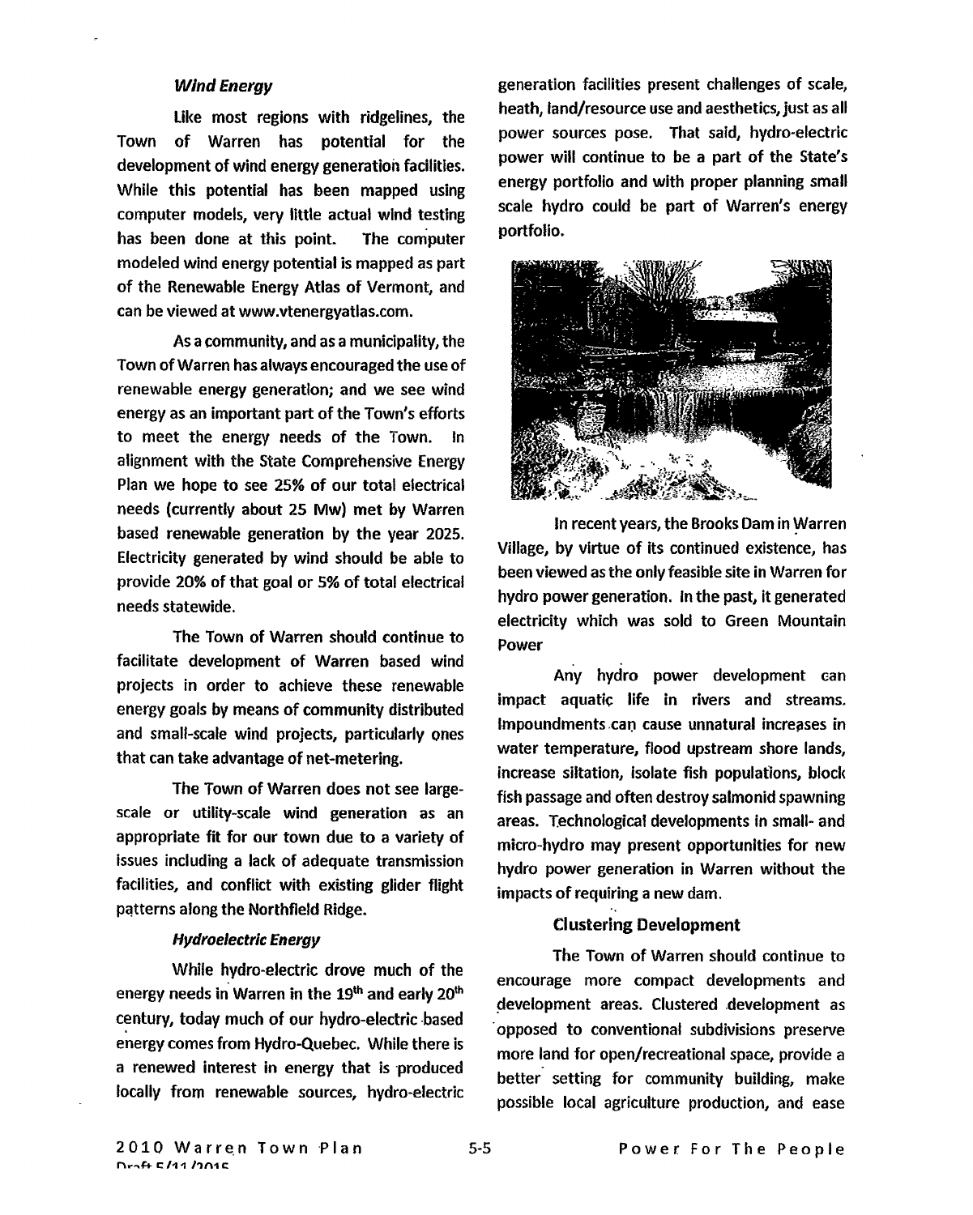### *Wind Energy*

Like most regions with ridgelines, the Town of Warren has potential for the development of wind energy generation facilities. While this potential has been mapped using computer models, very little actual wind testing has been done at this point. The computer modeled wind energy potential is mapped as part of the Renewable Energy Atlas of Vermont, and can be viewed at www.vtenergyatlas.com.

As a community, and as a municipality, the Town of Warren has always encouraged the use of renewable energy generation; and we see wind energy as an important part of the Town's efforts to meet the energy needs of the Town. In alignment with the State Comprehensive Energy Plan we hope to see 25% of our total electrical needs (currently about 25 Mw) met by Warren based renewable generation by the year 2025. Electricity generated by wind should be able to provide 20% of that goal or 5% of total electrical needs statewide.

The Town of Warren should continue to facilitate development of Warren based wind projects in order to achieve these renewable energy goals by means of community distributed and small-scale wind projects, particularly ones that can take advantage of net-metering.

The Town of Warren does not see large-scale or utility-scale wind generation as an appropriate fit for our town due to a variety of issues including a lack of adequate transmission facilities, and conflict with existing glider flight patterns along the Northfield Ridge.

### *Hydroelectric Energy*

While hydro-electric drove much of the energy needs in Warren in the 19th and early 20th century, today much of our hydro-electric based energy comes from Hydro-Quebec. While there is a renewed interest in energy that is produced locally from renewable sources, hydro-electric generation facilities present challenges of scale, heath, land/resource use and aesthetics, just as all power sources pose. That said, hydro-electric power will continue to be a part of the State's energy portfolio and with proper planning small scale hydro could be part of Warren's energy portfolio.

In recent years, the Brooks Dam in Warren Village, by virtue of its continued existence, has been viewed as the only feasible site in Warren for hydro power generation. In the past, it generated electricity which was sold to Green Mountain Power

Any hydro power development can impact aquatic life in rivers and streams. Impoundments can cause unnatural increases in water temperature, flood upstream shore lands, increase siltation, isolate fish populations, block fish passage and often destroy salmonid spawning areas. Technological developments in small- and micro-hydro may present opportunities for new hydro power generation in Warren without the impacts of requiring a new dam.

## Clustering Development

The Town of Warren should continue to encourage more compact developments and development areas. Clustered development as opposed to conventional subdivisions preserve more land for open/recreational space, provide a better setting for community building, make possible local agriculture production, and ease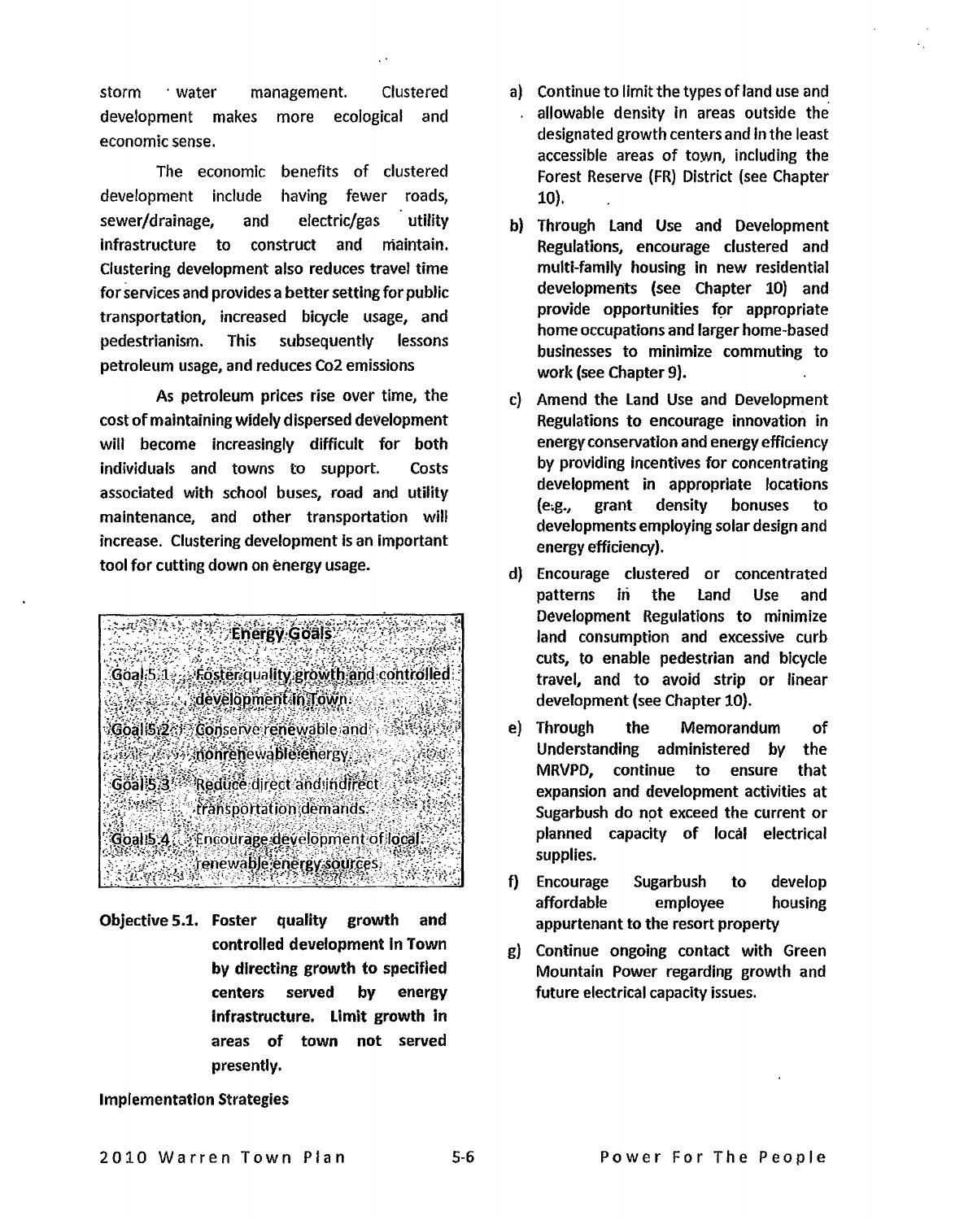storm water management. Clustered development makes more ecological and economic sense.

The economic benefits of clustered development include having fewer roads, sewer/drainage, and electric/gas utility infrastructure to construct and maintain. Clustering development also reduces travel time for services and provides a better setting for public transportation, increased bicycle usage, and pedestrianism. This subsequently lessons petroleum usage, and reduces Co2 emissions

As petroleum prices rise over time, the cost of maintaining widely dispersed development will become increasingly difficult for both individuals and towns to support. Costs associated with school buses, road and utility maintenance, and other transportation will increase. Clustering development is an important tool for cutting down on energy usage.

**Energy Goals**

- Goal 5.1 Foster quality growth and controlled development in Town.
- Goal 5.2 Conserve renewable and nonrenewable energy.
- Goal 5.3 Reduce direct and indirect transportation demands.
- Goal 5.4 Encourage development of local renewable energy sources.

**Objective 5.1. Foster quality growth and controlled development in Town by directing growth to specified centers served by energy infrastructure. Limit growth in areas of town not served presently.**

**Implementation Strategies**

a) Continue to limit the types of land use and allowable density in areas outside the designated growth centers and in the least accessible areas of town, including the Forest Reserve (FR) District (see Chapter 10).

b) Through Land Use and Development Regulations, encourage clustered and multi-family housing in new residential developments (see Chapter 10) and provide opportunities for appropriate home occupations and larger home-based businesses to minimize commuting to work (see Chapter 9).

c) Amend the Land Use and Development Regulations to encourage innovation in energy conservation and energy efficiency by providing incentives for concentrating development in appropriate locations (e.g., grant density bonuses to developments employing solar design and energy efficiency).

d) Encourage clustered or concentrated patterns in the Land Use and Development Regulations to minimize land consumption and excessive curb cuts, to enable pedestrian and bicycle travel, and to avoid strip or linear development (see Chapter 10).

e) Through the Memorandum of Understanding administered by the MRVPD, continue to ensure that expansion and development activities at Sugarbush do not exceed the current or planned capacity of local electrical supplies.

f) Encourage Sugarbush to develop affordable employee housing appurtenant to the resort property

g) Continue ongoing contact with Green Mountain Power regarding growth and future electrical capacity issues.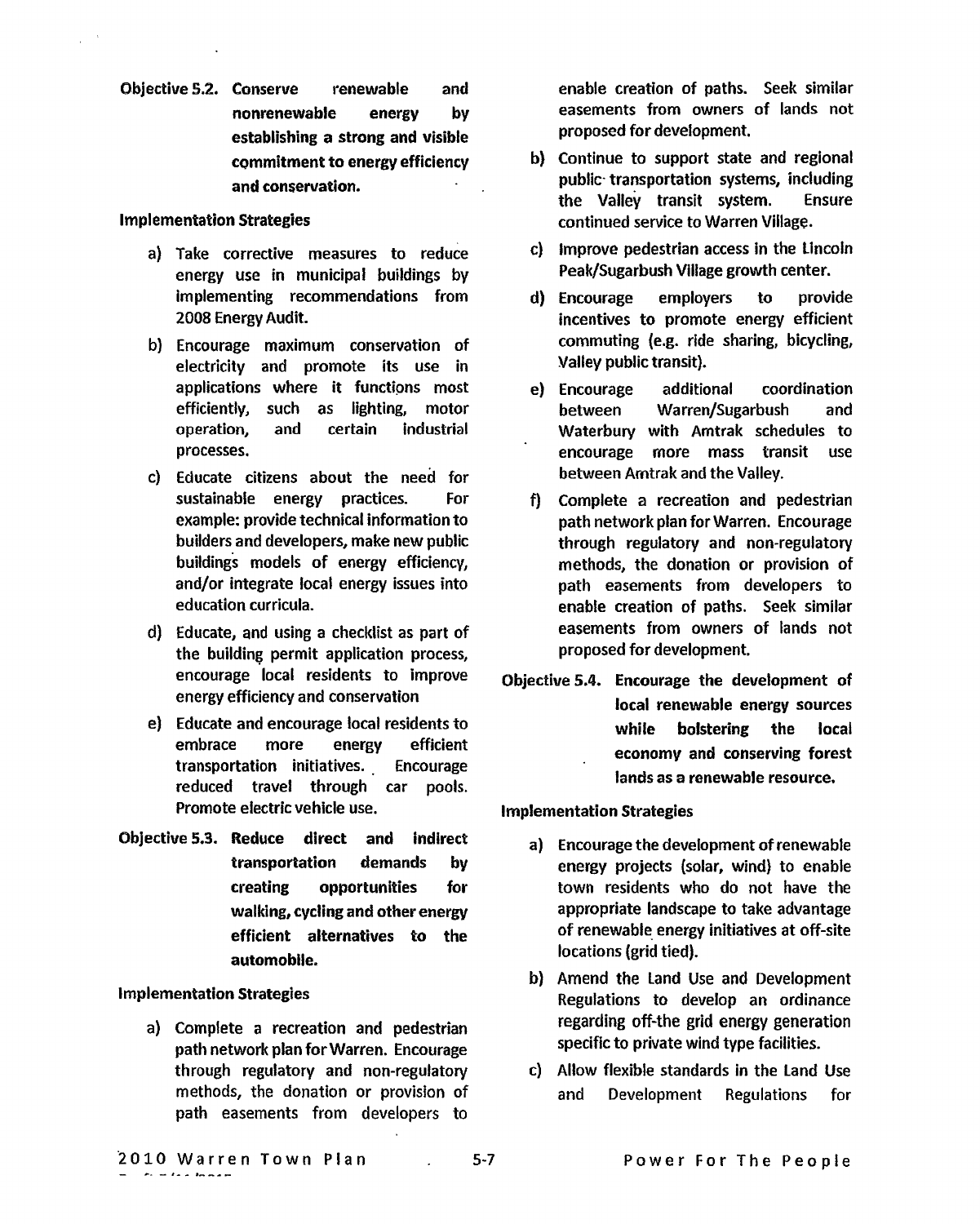**Objective 5.2. Conserve renewable and nonrenewable energy by establishing a strong and visible commitment to energy efficiency and conservation.**

**Implementation Strategies**

a) Take corrective measures to reduce energy use in municipal buildings by implementing recommendations from 2008 Energy Audit.

b) Encourage maximum conservation of electricity and promote its use in applications where it functions most efficiently, such as lighting, motor operation, and certain industrial processes.

c) Educate citizens about the need for sustainable energy practices. For example: provide technical information to builders and developers, make new public buildings models of energy efficiency, and/or integrate local energy issues into education curricula.

d) Educate, and using a checklist as part of the building permit application process, encourage local residents to improve energy efficiency and conservation

e) Educate and encourage local residents to embrace more energy efficient transportation initiatives. Encourage reduced travel through car pools. Promote electric vehicle use.

**Objective 5.3. Reduce direct and indirect transportation demands by creating opportunities for walking, cycling and other energy efficient alternatives to the automobile.**

**Implementation Strategies**

a) Complete a recreation and pedestrian path network plan for Warren. Encourage through regulatory and non-regulatory methods, the donation or provision of path easements from developers to enable creation of paths. Seek similar easements from owners of lands not proposed for development.

b) Continue to support state and regional public transportation systems, including the Valley transit system. Ensure continued service to Warren Village.

c) Improve pedestrian access in the Lincoln Peak/Sugarbush Village growth center.

d) Encourage employers to provide incentives to promote energy efficient commuting (e.g. ride sharing, bicycling, Valley public transit).

e) Encourage additional coordination between Warren/Sugarbush and Waterbury with Amtrak schedules to encourage more mass transit use between Amtrak and the Valley.

f) Complete a recreation and pedestrian path network plan for Warren. Encourage through regulatory and non-regulatory methods, the donation or provision of path easements from developers to enable creation of paths. Seek similar easements from owners of lands not proposed for development.

**Objective 5.4. Encourage the development of local renewable energy sources while bolstering the local economy and conserving forest lands as a renewable resource.**

**Implementation Strategies**

a) Encourage the development of renewable energy projects (solar, wind) to enable town residents who do not have the appropriate landscape to take advantage of renewable energy initiatives at off-site locations (grid tied).

b) Amend the Land Use and Development Regulations to develop an ordinance regarding off-the grid energy generation specific to private wind type facilities.

c) Allow flexible standards in the Land Use and Development Regulations for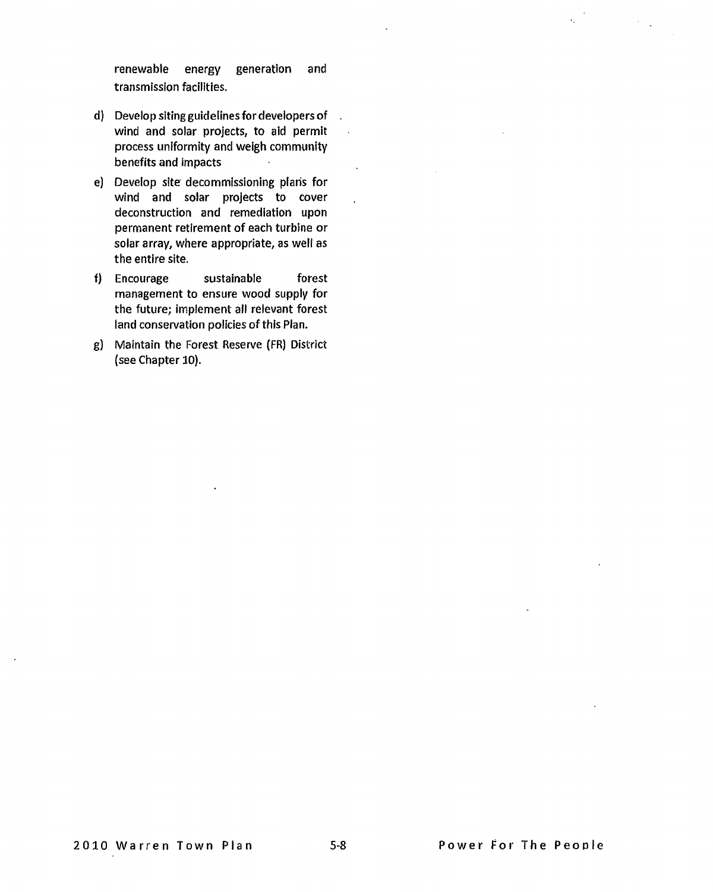renewable energy generation and transmission facilities.

d) Develop siting guidelines for developers of wind and solar projects, to aid permit process uniformity and weigh community benefits and impacts

e) Develop site decommissioning plans for wind and solar projects to cover deconstruction and remediation upon permanent retirement of each turbine or solar array, where appropriate, as well as the entire site.

f) Encourage sustainable forest management to ensure wood supply for the future; implement all relevant forest land conservation policies of this Plan.

g) Maintain the Forest Reserve (FR) District (see Chapter 10).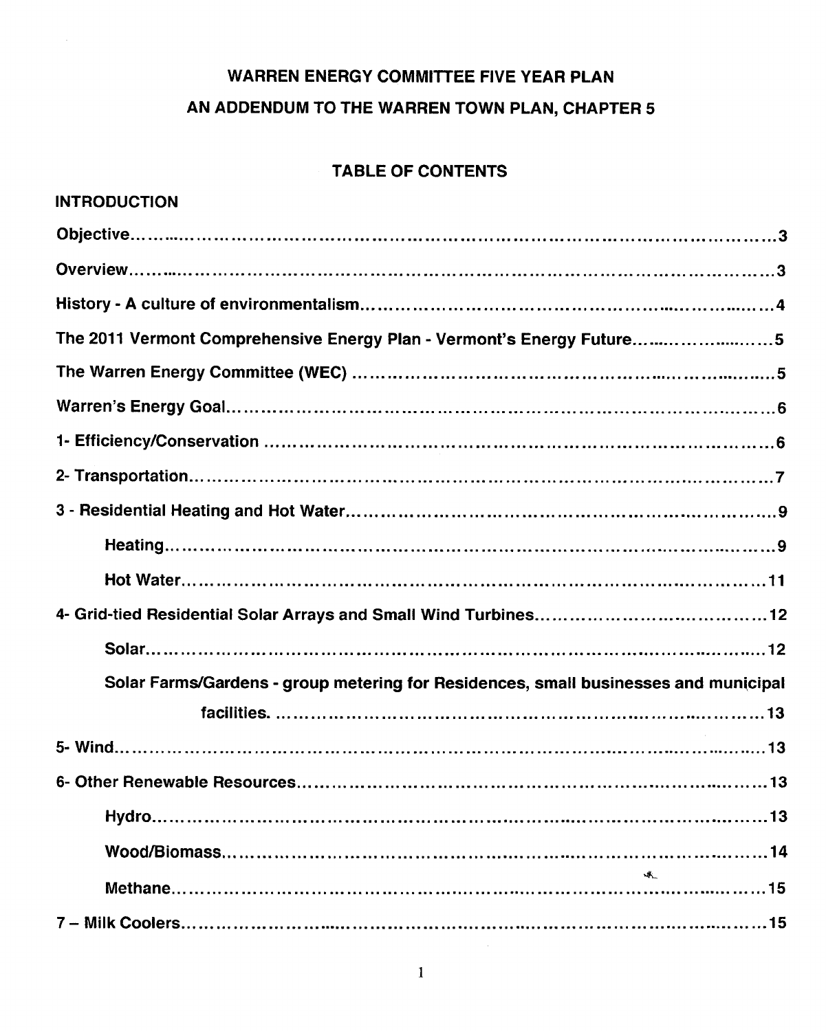# WARREN ENERGY COMMITTEE FIVE YEAR PLAN

## AN ADDENDUM TO THE WARREN TOWN PLAN, CHAPTER 5

### TABLE OF CONTENTS

**INTRODUCTION**

**Objective**......................................................................3

**Overview**......................................................................3

**History - A culture of environmentalism**......................................................................4

**The 2011 Vermont Comprehensive Energy Plan - Vermont's Energy Future**......................................................................5

**The Warren Energy Committee (WEC)**......................................................................5

**Warren's Energy Goal**......................................................................6

**1- Efficiency/Conservation**......................................................................6

**2- Transportation**......................................................................7

**3 - Residential Heating and Hot Water**......................................................................9

- **Heating**......................................................................9
- **Hot Water**......................................................................11

**4- Grid-tied Residential Solar Arrays and Small Wind Turbines**......................................................................12

- **Solar**......................................................................12
- **Solar Farms/Gardens - group metering for Residences, small businesses and municipal facilities.**......................................................................13

**5- Wind**......................................................................13

**6- Other Renewable Resources**......................................................................13

- **Hydro**......................................................................13
- **Wood/Biomass**......................................................................14
- **Methane**......................................................................15

**7 – Milk Coolers**......................................................................15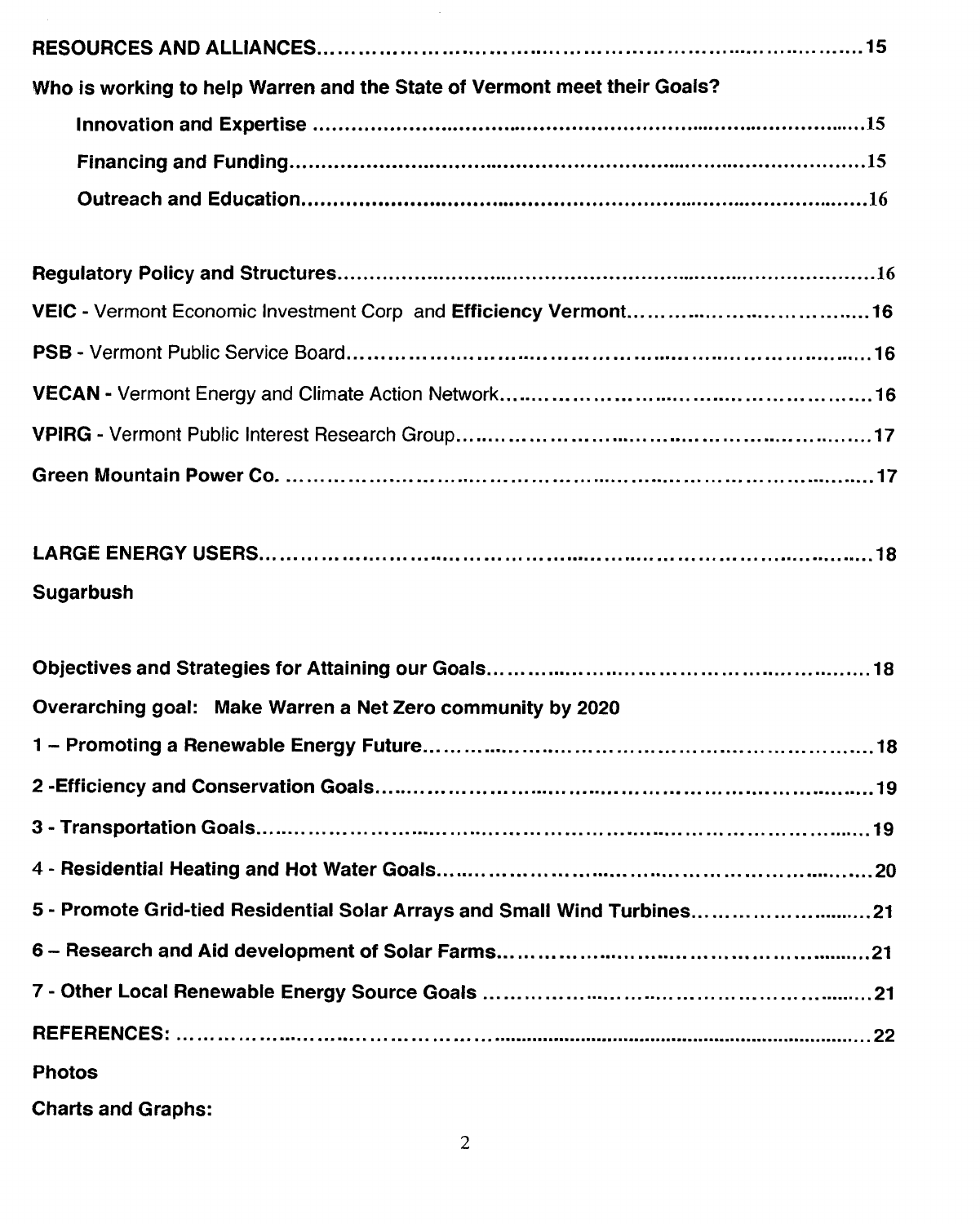**RESOURCES AND ALLIANCES**..........................................................................................15

**Who is working to help Warren and the State of Vermont meet their Goals?**

- **Innovation and Expertise** ..........................................................................................15
- **Financing and Funding**..........................................................................................15
- **Outreach and Education**..........................................................................................16

**Regulatory Policy and Structures**..........................................................................................16

**VEIC** - Vermont Economic Investment Corp and **Efficiency Vermont**..........................................16

**PSB** - Vermont Public Service Board..........................................................................................16

**VECAN** - Vermont Energy and Climate Action Network..........................................................16

**VPIRG** - Vermont Public Interest Research Group..........................................................................17

**Green Mountain Power Co.** ..........................................................................................17

**LARGE ENERGY USERS**..........................................................................................18

**Sugarbush**

**Objectives and Strategies for Attaining our Goals**..........................................................................18

**Overarching goal: Make Warren a Net Zero community by 2020**

**1 – Promoting a Renewable Energy Future**..........................................................................18

**2 -Efficiency and Conservation Goals**..........................................................................19

**3 - Transportation Goals**..........................................................................................19

**4 - Residential Heating and Hot Water Goals**..........................................................................20

**5 - Promote Grid-tied Residential Solar Arrays and Small Wind Turbines**..........................................21

**6 – Research and Aid development of Solar Farms**..........................................................................21

**7 - Other Local Renewable Energy Source Goals** ..........................................................................21

**REFERENCES:** ..........................................................................................22

**Photos**

**Charts and Graphs:**